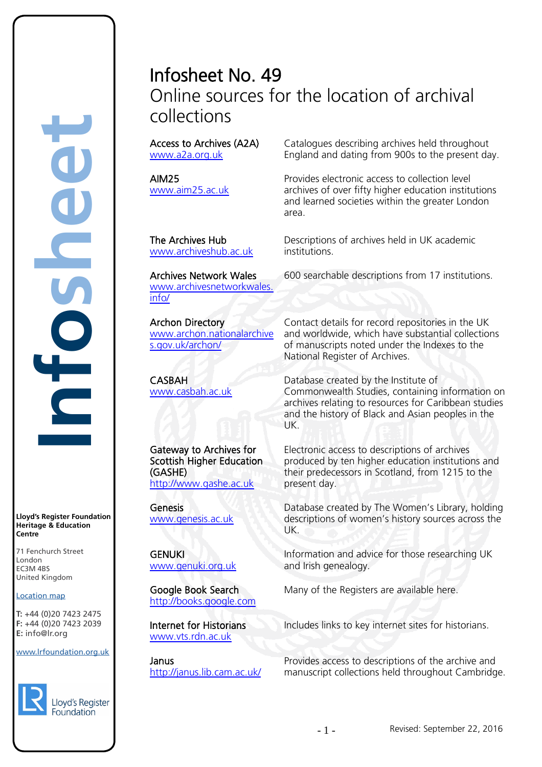# Infosheet No. 49

## Online sources for the location of archival collections

| | |
|---|---|
| Access to Archives (A2A)<br>www.a2a.org.uk | Catalogues describing archives held throughout England and dating from 900s to the present day. |
| AIM25<br>www.aim25.ac.uk | Provides electronic access to collection level archives of over fifty higher education institutions and learned societies within the greater London area. |
| The Archives Hub<br>www.archiveshub.ac.uk | Descriptions of archives held in UK academic institutions. |
| Archives Network Wales<br>www.archivesnetworkwales.info/ | 600 searchable descriptions from 17 institutions. |
| Archon Directory<br>www.archon.nationalarchives.gov.uk/archon/ | Contact details for record repositories in the UK and worldwide, which have substantial collections of manuscripts noted under the Indexes to the National Register of Archives. |
| CASBAH<br>www.casbah.ac.uk | Database created by the Institute of Commonwealth Studies, containing information on archives relating to resources for Caribbean studies and the history of Black and Asian peoples in the UK. |
| Gateway to Archives for Scottish Higher Education (GASHE)<br>http://www.gashe.ac.uk | Electronic access to descriptions of archives produced by ten higher education institutions and their predecessors in Scotland, from 1215 to the present day. |
| Genesis<br>www.genesis.ac.uk | Database created by The Women's Library, holding descriptions of women's history sources across the UK. |
| GENUKI<br>www.genuki.org.uk | Information and advice for those researching UK and Irish genealogy. |
| Google Book Search<br>http://books.google.com | Many of the Registers are available here. |
| Internet for Historians<br>www.vts.rdn.ac.uk | Includes links to key internet sites for historians. |
| Janus<br>http://janus.lib.cam.ac.uk/ | Provides access to descriptions of the archive and manuscript collections held throughout Cambridge. |

**Lloyd's Register Foundation Heritage & Education Centre**

71 Fenchurch Street
London
EC3M 4BS
United Kingdom

Location map

**T:** +44 (0)20 7423 2475
**F:** +44 (0)20 7423 2039
**E:** info@lr.org

www.lrfoundation.org.uk

Lloyd's Register Foundation

Revised: September 22, 2016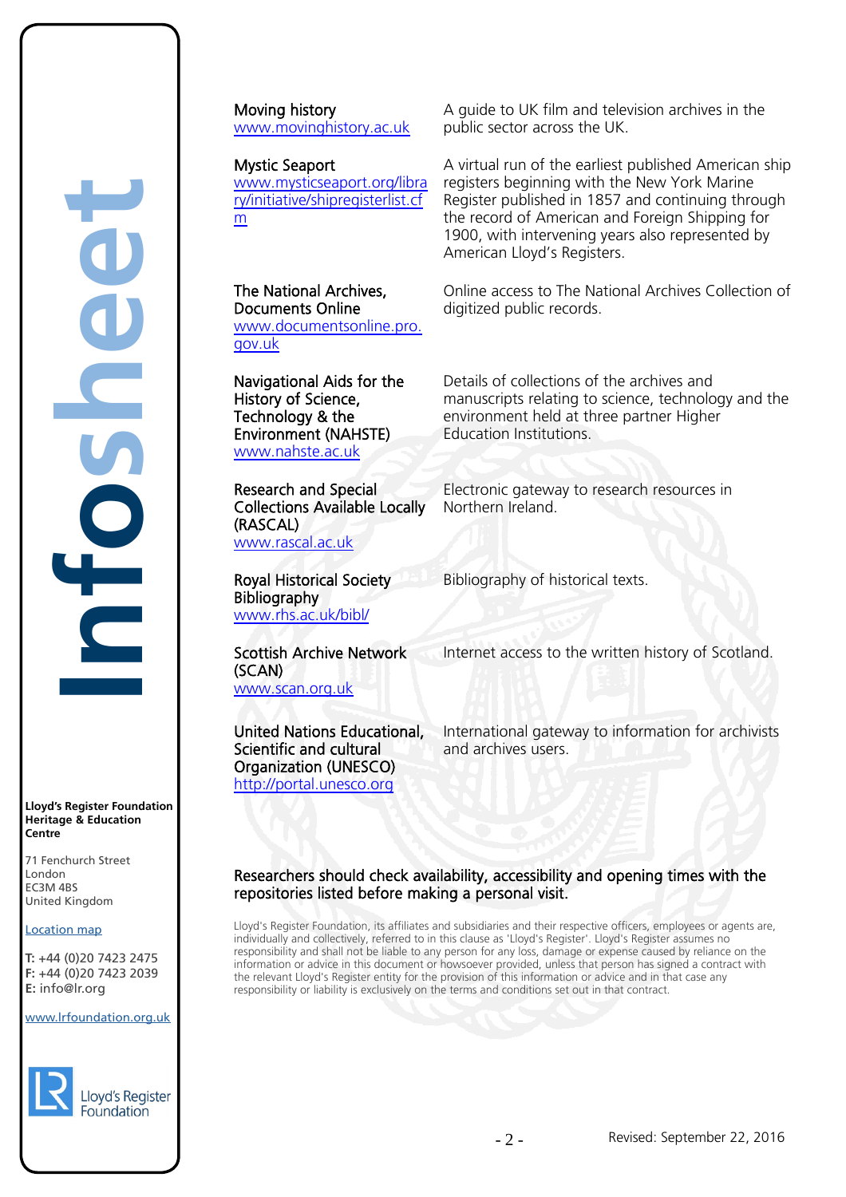Moving history
www.movinghistory.ac.uk

A guide to UK film and television archives in the public sector across the UK.

Mystic Seaport
www.mysticseaport.org/library/initiative/shipregisterlist.cfm

A virtual run of the earliest published American ship registers beginning with the New York Marine Register published in 1857 and continuing through the record of American and Foreign Shipping for 1900, with intervening years also represented by American Lloyd's Registers.

The National Archives, Documents Online
www.documentsonline.pro.gov.uk

Online access to The National Archives Collection of digitized public records.

Navigational Aids for the History of Science, Technology & the Environment (NAHSTE)
www.nahste.ac.uk

Details of collections of the archives and manuscripts relating to science, technology and the environment held at three partner Higher Education Institutions.

Research and Special Collections Available Locally (RASCAL)
www.rascal.ac.uk

Electronic gateway to research resources in Northern Ireland.

Royal Historical Society Bibliography
www.rhs.ac.uk/bibl/

Bibliography of historical texts.

Scottish Archive Network (SCAN)
www.scan.org.uk

Internet access to the written history of Scotland.

United Nations Educational, Scientific and cultural Organization (UNESCO)
http://portal.unesco.org

International gateway to information for archivists and archives users.

**Researchers should check availability, accessibility and opening times with the repositories listed before making a personal visit.**

Lloyd's Register Foundation, its affiliates and subsidiaries and their respective officers, employees or agents are, individually and collectively, referred to in this clause as 'Lloyd's Register'. Lloyd's Register assumes no responsibility and shall not be liable to any person for any loss, damage or expense caused by reliance on the information or advice in this document or howsoever provided, unless that person has signed a contract with the relevant Lloyd's Register entity for the provision of this information or advice and in that case any responsibility or liability is exclusively on the terms and conditions set out in that contract.

Revised: September 22, 2016

**Lloyd's Register Foundation Heritage & Education Centre**

71 Fenchurch Street
London
EC3M 4BS
United Kingdom

Location map

**T:** +44 (0)20 7423 2475
**F:** +44 (0)20 7423 2039
**E:** info@lr.org

www.lrfoundation.org.uk

Lloyd's Register Foundation